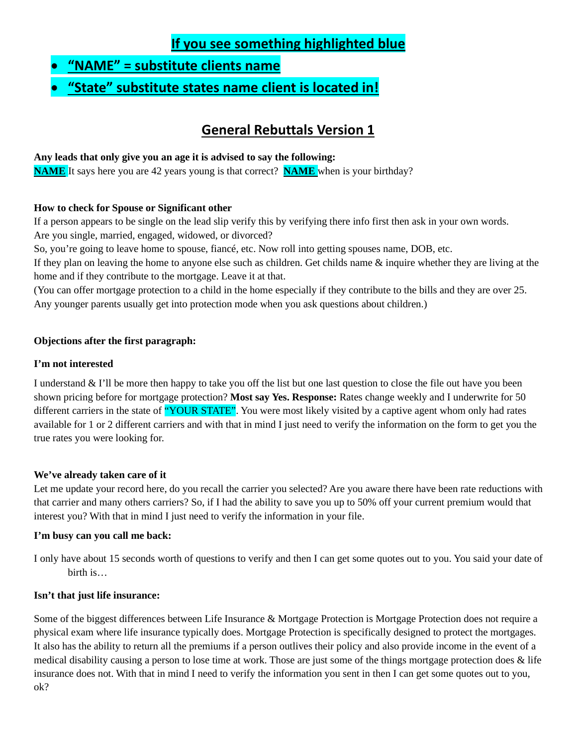**If you see something highlighted blue**

- **"NAME" = substitute clients name**
- **"State" substitute states name client is located in!**

# General Rebuttals Version 1

**Any leads that only give you an age it is advised to say the following:**
**NAME** It says here you are 42 years young is that correct? **NAME** when is your birthday?

**How to check for Spouse or Significant other**
If a person appears to be single on the lead slip verify this by verifying there info first then ask in your own words.
Are you single, married, engaged, widowed, or divorced?
So, you're going to leave home to spouse, fiancé, etc. Now roll into getting spouses name, DOB, etc.
If they plan on leaving the home to anyone else such as children. Get childs name & inquire whether they are living at the home and if they contribute to the mortgage. Leave it at that.
(You can offer mortgage protection to a child in the home especially if they contribute to the bills and they are over 25. Any younger parents usually get into protection mode when you ask questions about children.)

**Objections after the first paragraph:**

**I'm not interested**

I understand & I'll be more then happy to take you off the list but one last question to close the file out have you been shown pricing before for mortgage protection? **Most say Yes. Response:** Rates change weekly and I underwrite for 50 different carriers in the state of "YOUR STATE". You were most likely visited by a captive agent whom only had rates available for 1 or 2 different carriers and with that in mind I just need to verify the information on the form to get you the true rates you were looking for.

**We've already taken care of it**
Let me update your record here, do you recall the carrier you selected? Are you aware there have been rate reductions with that carrier and many others carriers? So, if I had the ability to save you up to 50% off your current premium would that interest you? With that in mind I just need to verify the information in your file.

**I'm busy can you call me back:**

I only have about 15 seconds worth of questions to verify and then I can get some quotes out to you. You said your date of birth is…

**Isn't that just life insurance:**

Some of the biggest differences between Life Insurance & Mortgage Protection is Mortgage Protection does not require a physical exam where life insurance typically does. Mortgage Protection is specifically designed to protect the mortgages. It also has the ability to return all the premiums if a person outlives their policy and also provide income in the event of a medical disability causing a person to lose time at work. Those are just some of the things mortgage protection does & life insurance does not. With that in mind I need to verify the information you sent in then I can get some quotes out to you, ok?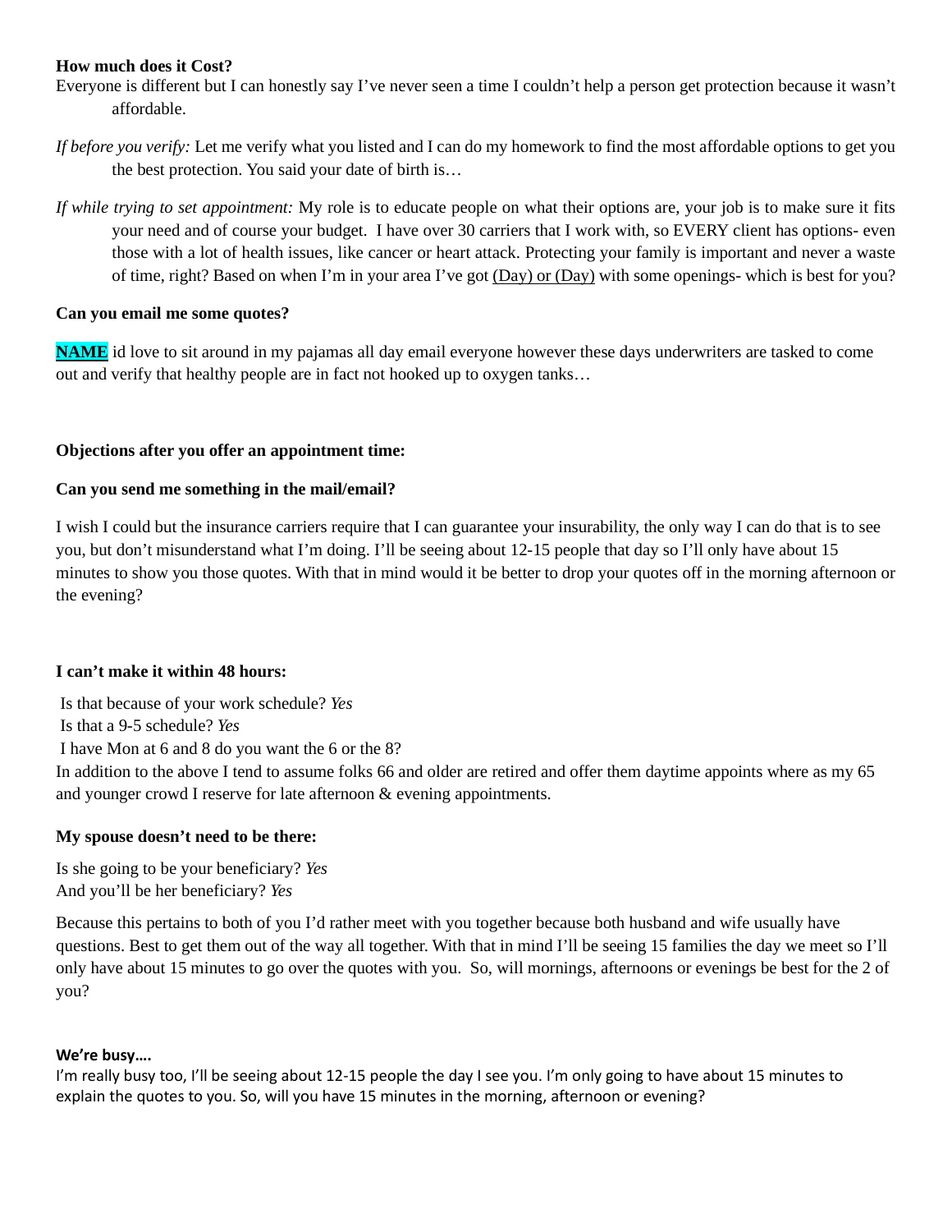**How much does it Cost?**

Everyone is different but I can honestly say I've never seen a time I couldn't help a person get protection because it wasn't affordable.

*If before you verify:* Let me verify what you listed and I can do my homework to find the most affordable options to get you the best protection. You said your date of birth is…

*If while trying to set appointment:* My role is to educate people on what their options are, your job is to make sure it fits your need and of course your budget. I have over 30 carriers that I work with, so EVERY client has options- even those with a lot of health issues, like cancer or heart attack. Protecting your family is important and never a waste of time, right? Based on when I'm in your area I've got <u>(Day) or (Day)</u> with some openings- which is best for you?

**Can you email me some quotes?**

**<u>NAME</u>** id love to sit around in my pajamas all day email everyone however these days underwriters are tasked to come out and verify that healthy people are in fact not hooked up to oxygen tanks…

**Objections after you offer an appointment time:**

**Can you send me something in the mail/email?**

I wish I could but the insurance carriers require that I can guarantee your insurability, the only way I can do that is to see you, but don't misunderstand what I'm doing. I'll be seeing about 12-15 people that day so I'll only have about 15 minutes to show you those quotes. With that in mind would it be better to drop your quotes off in the morning afternoon or the evening?

**I can't make it within 48 hours:**

Is that because of your work schedule? *Yes*
Is that a 9-5 schedule? *Yes*
I have Mon at 6 and 8 do you want the 6 or the 8?
In addition to the above I tend to assume folks 66 and older are retired and offer them daytime appoints where as my 65 and younger crowd I reserve for late afternoon & evening appointments.

**My spouse doesn't need to be there:**

Is she going to be your beneficiary? *Yes*
And you'll be her beneficiary? *Yes*

Because this pertains to both of you I'd rather meet with you together because both husband and wife usually have questions. Best to get them out of the way all together. With that in mind I'll be seeing 15 families the day we meet so I'll only have about 15 minutes to go over the quotes with you. So, will mornings, afternoons or evenings be best for the 2 of you?

**We're busy….**

I'm really busy too, I'll be seeing about 12-15 people the day I see you. I'm only going to have about 15 minutes to explain the quotes to you. So, will you have 15 minutes in the morning, afternoon or evening?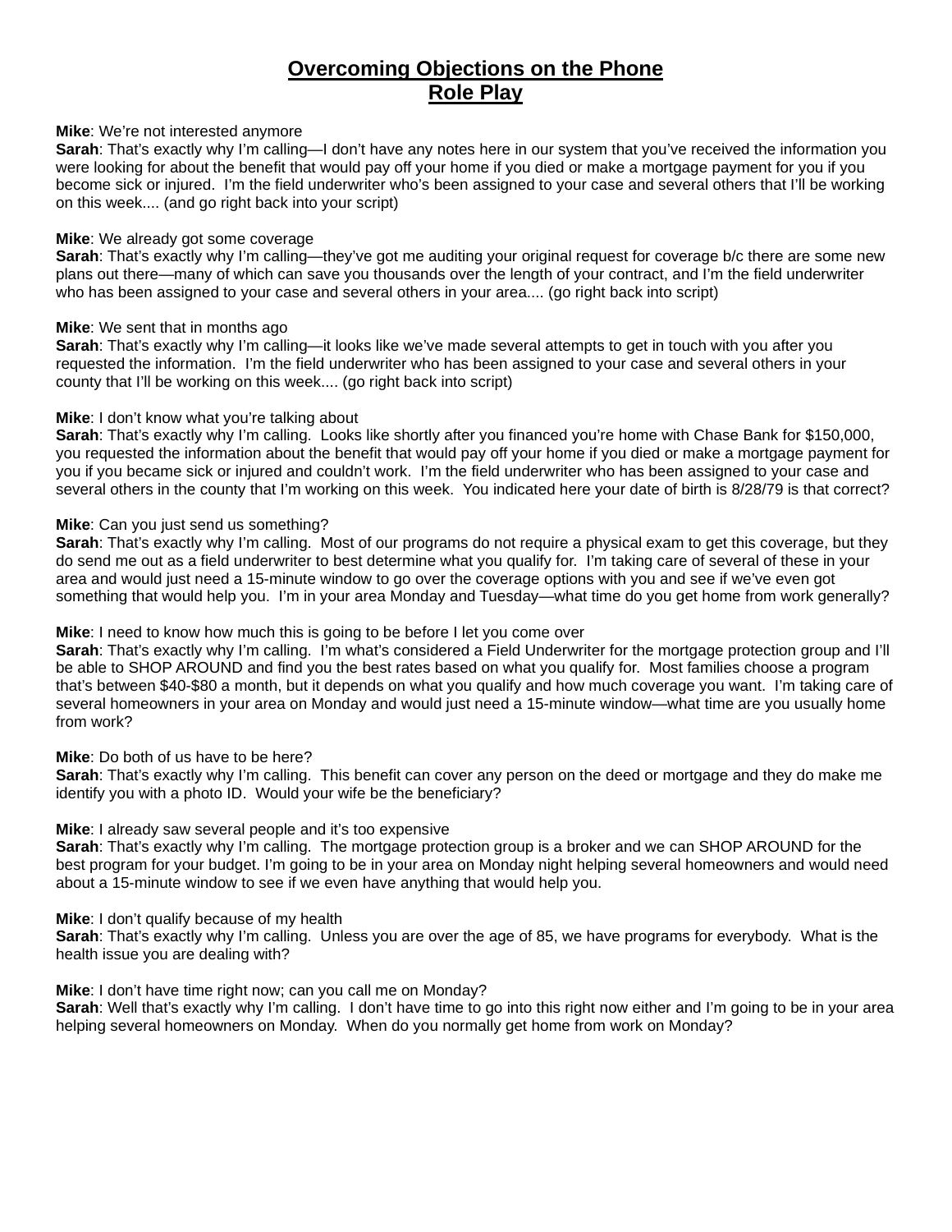# Overcoming Objections on the Phone
# Role Play

**Mike**: We're not interested anymore
**Sarah**: That's exactly why I'm calling—I don't have any notes here in our system that you've received the information you were looking for about the benefit that would pay off your home if you died or make a mortgage payment for you if you become sick or injured. I'm the field underwriter who's been assigned to your case and several others that I'll be working on this week.... (and go right back into your script)

**Mike**: We already got some coverage
**Sarah**: That's exactly why I'm calling—they've got me auditing your original request for coverage b/c there are some new plans out there—many of which can save you thousands over the length of your contract, and I'm the field underwriter who has been assigned to your case and several others in your area.... (go right back into script)

**Mike**: We sent that in months ago
**Sarah**: That's exactly why I'm calling—it looks like we've made several attempts to get in touch with you after you requested the information. I'm the field underwriter who has been assigned to your case and several others in your county that I'll be working on this week.... (go right back into script)

**Mike**: I don't know what you're talking about
**Sarah**: That's exactly why I'm calling. Looks like shortly after you financed you're home with Chase Bank for $150,000, you requested the information about the benefit that would pay off your home if you died or make a mortgage payment for you if you became sick or injured and couldn't work. I'm the field underwriter who has been assigned to your case and several others in the county that I'm working on this week. You indicated here your date of birth is 8/28/79 is that correct?

**Mike**: Can you just send us something?
**Sarah**: That's exactly why I'm calling. Most of our programs do not require a physical exam to get this coverage, but they do send me out as a field underwriter to best determine what you qualify for. I'm taking care of several of these in your area and would just need a 15-minute window to go over the coverage options with you and see if we've even got something that would help you. I'm in your area Monday and Tuesday—what time do you get home from work generally?

**Mike**: I need to know how much this is going to be before I let you come over
**Sarah**: That's exactly why I'm calling. I'm what's considered a Field Underwriter for the mortgage protection group and I'll be able to SHOP AROUND and find you the best rates based on what you qualify for. Most families choose a program that's between $40-$80 a month, but it depends on what you qualify and how much coverage you want. I'm taking care of several homeowners in your area on Monday and would just need a 15-minute window—what time are you usually home from work?

**Mike**: Do both of us have to be here?
**Sarah**: That's exactly why I'm calling. This benefit can cover any person on the deed or mortgage and they do make me identify you with a photo ID. Would your wife be the beneficiary?

**Mike**: I already saw several people and it's too expensive
**Sarah**: That's exactly why I'm calling. The mortgage protection group is a broker and we can SHOP AROUND for the best program for your budget. I'm going to be in your area on Monday night helping several homeowners and would need about a 15-minute window to see if we even have anything that would help you.

**Mike**: I don't qualify because of my health
**Sarah**: That's exactly why I'm calling. Unless you are over the age of 85, we have programs for everybody. What is the health issue you are dealing with?

**Mike**: I don't have time right now; can you call me on Monday?
**Sarah**: Well that's exactly why I'm calling. I don't have time to go into this right now either and I'm going to be in your area helping several homeowners on Monday. When do you normally get home from work on Monday?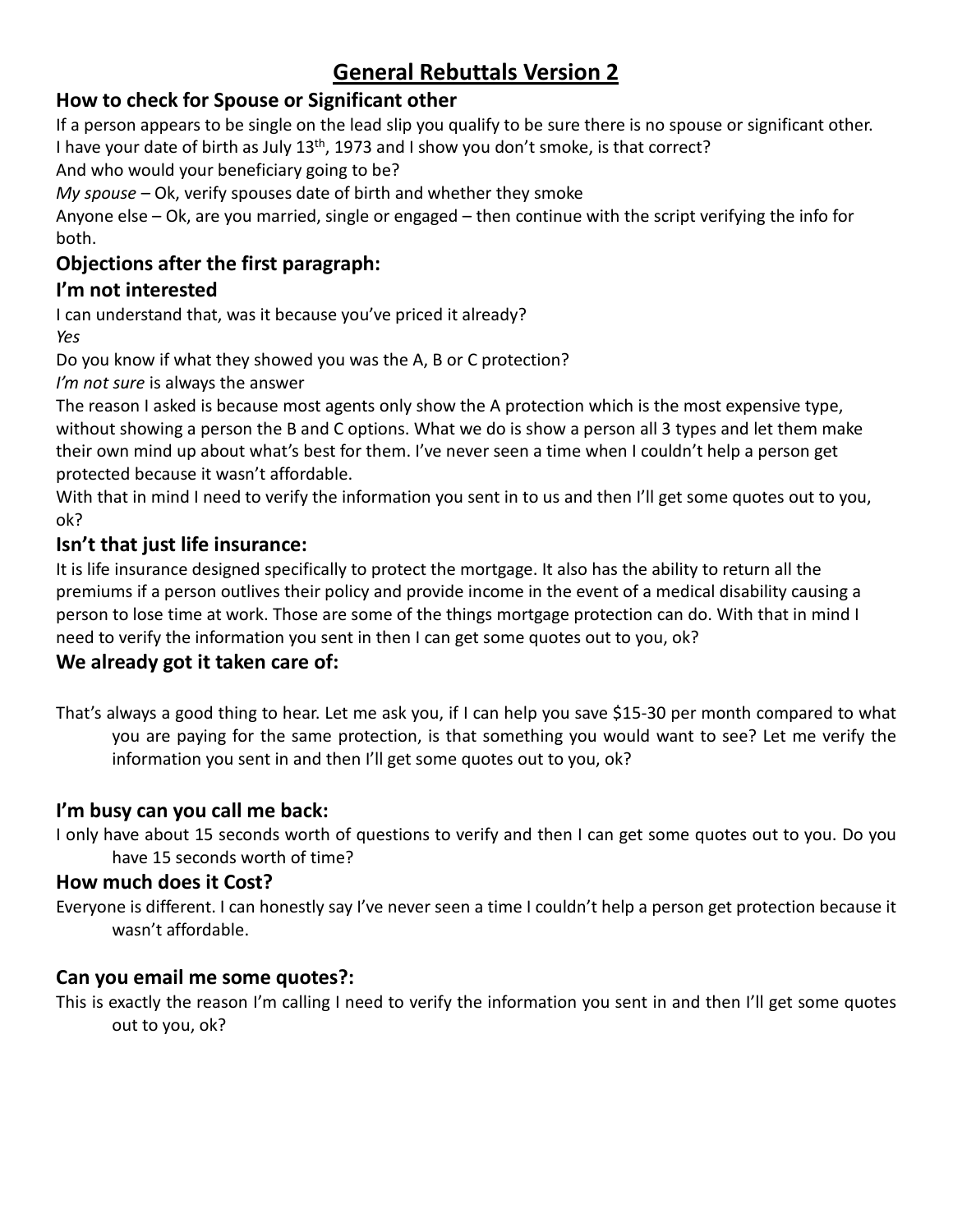# General Rebuttals Version 2

### How to check for Spouse or Significant other

If a person appears to be single on the lead slip you qualify to be sure there is no spouse or significant other.

I have your date of birth as July 13th, 1973 and I show you don't smoke, is that correct?

And who would your beneficiary going to be?

*My spouse* – Ok, verify spouses date of birth and whether they smoke

Anyone else – Ok, are you married, single or engaged – then continue with the script verifying the info for both.

### Objections after the first paragraph:

### I'm not interested

I can understand that, was it because you've priced it already?

*Yes*

Do you know if what they showed you was the A, B or C protection?

*I'm not sure* is always the answer

The reason I asked is because most agents only show the A protection which is the most expensive type, without showing a person the B and C options. What we do is show a person all 3 types and let them make their own mind up about what's best for them. I've never seen a time when I couldn't help a person get protected because it wasn't affordable.

With that in mind I need to verify the information you sent in to us and then I'll get some quotes out to you, ok?

### Isn't that just life insurance:

It is life insurance designed specifically to protect the mortgage. It also has the ability to return all the premiums if a person outlives their policy and provide income in the event of a medical disability causing a person to lose time at work. Those are some of the things mortgage protection can do. With that in mind I need to verify the information you sent in then I can get some quotes out to you, ok?

### We already got it taken care of:

That's always a good thing to hear. Let me ask you, if I can help you save $15-30 per month compared to what you are paying for the same protection, is that something you would want to see? Let me verify the information you sent in and then I'll get some quotes out to you, ok?

### I'm busy can you call me back:

I only have about 15 seconds worth of questions to verify and then I can get some quotes out to you. Do you have 15 seconds worth of time?

### How much does it Cost?

Everyone is different. I can honestly say I've never seen a time I couldn't help a person get protection because it wasn't affordable.

### Can you email me some quotes?:

This is exactly the reason I'm calling I need to verify the information you sent in and then I'll get some quotes out to you, ok?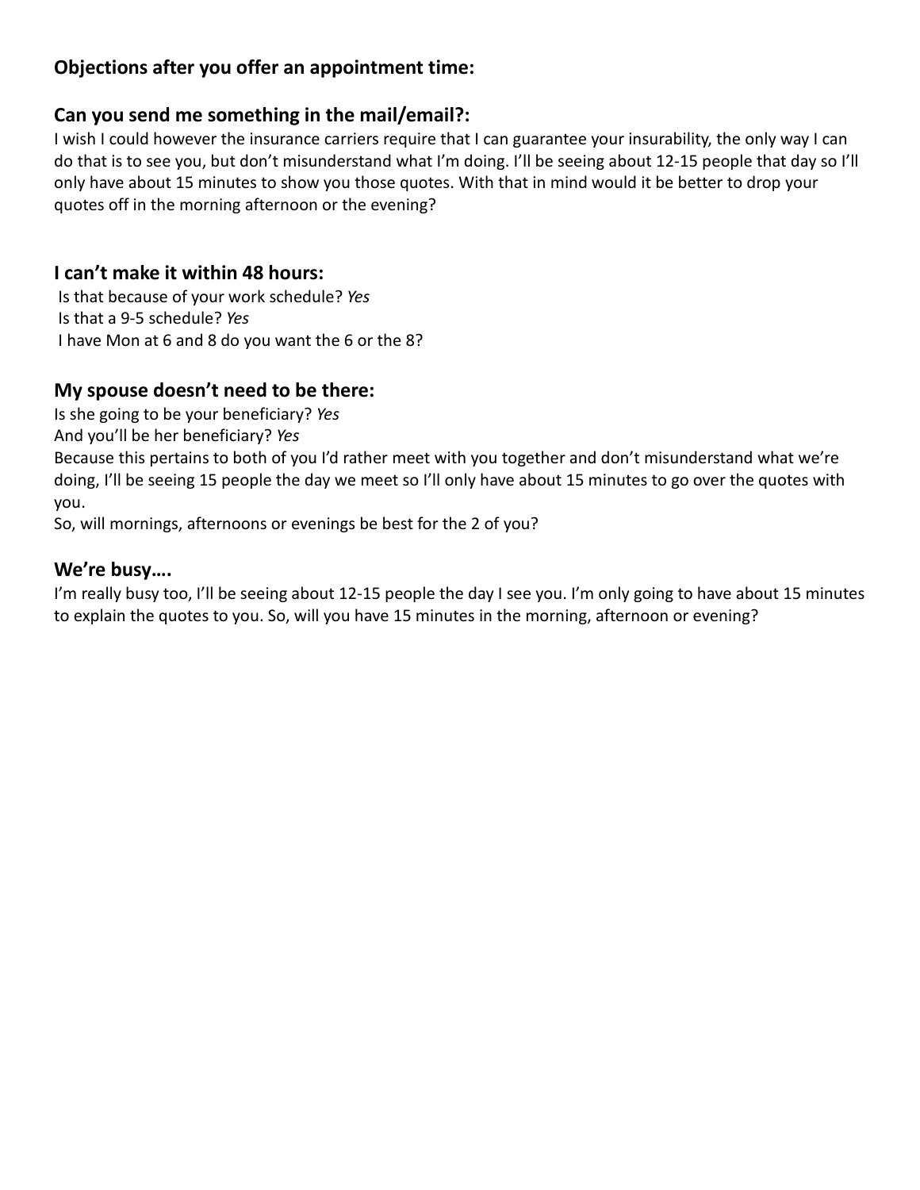## Objections after you offer an appointment time:

### Can you send me something in the mail/email?:

I wish I could however the insurance carriers require that I can guarantee your insurability, the only way I can do that is to see you, but don't misunderstand what I'm doing. I'll be seeing about 12-15 people that day so I'll only have about 15 minutes to show you those quotes. With that in mind would it be better to drop your quotes off in the morning afternoon or the evening?

### I can't make it within 48 hours:

Is that because of your work schedule? *Yes*
Is that a 9-5 schedule? *Yes*
I have Mon at 6 and 8 do you want the 6 or the 8?

### My spouse doesn't need to be there:

Is she going to be your beneficiary? *Yes*
And you'll be her beneficiary? *Yes*
Because this pertains to both of you I'd rather meet with you together and don't misunderstand what we're doing, I'll be seeing 15 people the day we meet so I'll only have about 15 minutes to go over the quotes with you.
So, will mornings, afternoons or evenings be best for the 2 of you?

### We're busy….

I'm really busy too, I'll be seeing about 12-15 people the day I see you. I'm only going to have about 15 minutes to explain the quotes to you. So, will you have 15 minutes in the morning, afternoon or evening?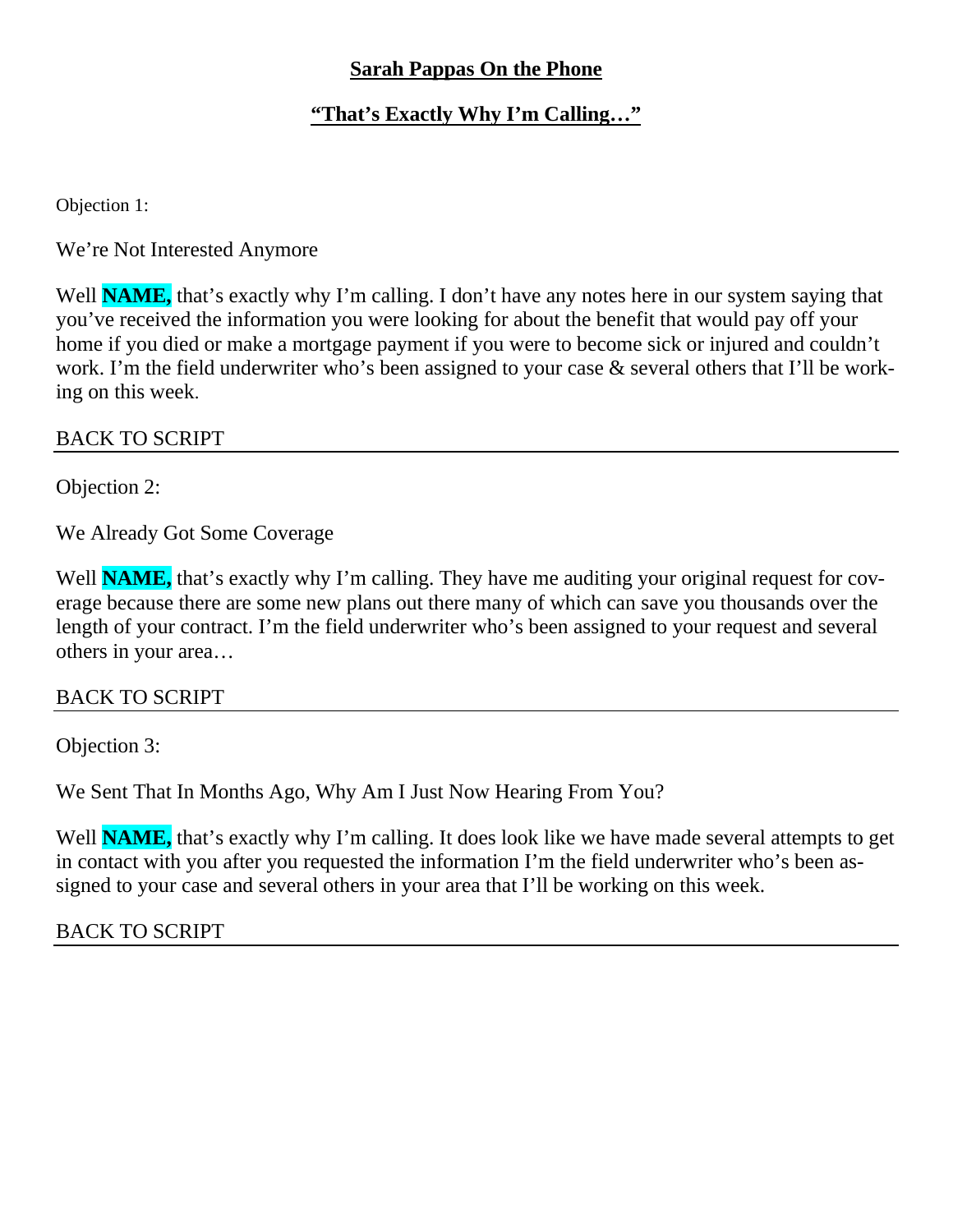## **Sarah Pappas On the Phone**

## **“That’s Exactly Why I’m Calling…”**

Objection 1:

We’re Not Interested Anymore

Well **NAME,** that’s exactly why I’m calling. I don’t have any notes here in our system saying that you’ve received the information you were looking for about the benefit that would pay off your home if you died or make a mortgage payment if you were to become sick or injured and couldn’t work. I’m the field underwriter who’s been assigned to your case & several others that I’ll be working on this week.

BACK TO SCRIPT

---

Objection 2:

We Already Got Some Coverage

Well **NAME,** that’s exactly why I’m calling. They have me auditing your original request for coverage because there are some new plans out there many of which can save you thousands over the length of your contract. I’m the field underwriter who’s been assigned to your request and several others in your area…

BACK TO SCRIPT

---

Objection 3:

We Sent That In Months Ago, Why Am I Just Now Hearing From You?

Well **NAME,** that’s exactly why I’m calling. It does look like we have made several attempts to get in contact with you after you requested the information I’m the field underwriter who’s been assigned to your case and several others in your area that I’ll be working on this week.

BACK TO SCRIPT

---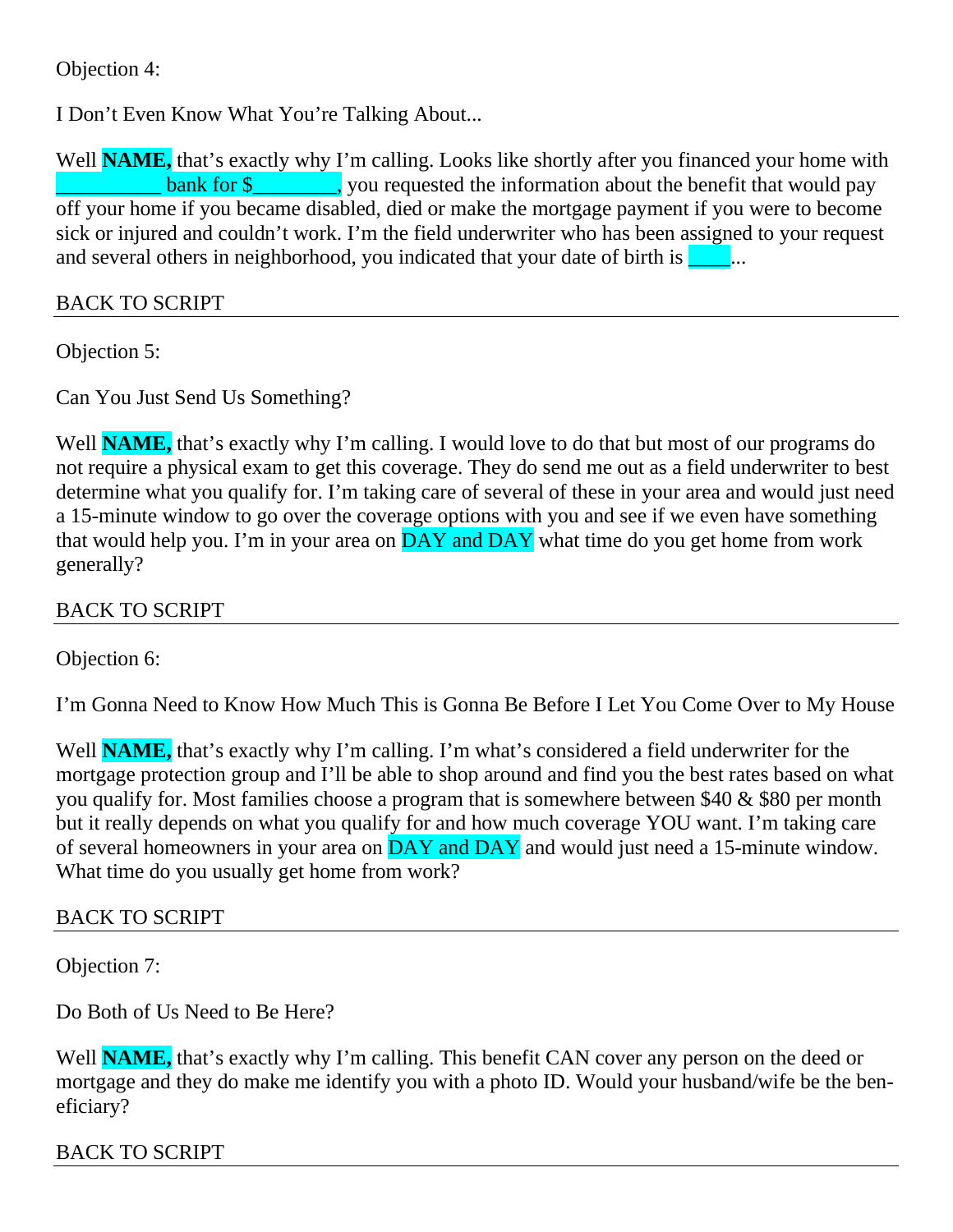Objection 4:

I Don't Even Know What You're Talking About...

Well **NAME,** that's exactly why I'm calling. Looks like shortly after you financed your home with __________ bank for $________, you requested the information about the benefit that would pay off your home if you became disabled, died or make the mortgage payment if you were to become sick or injured and couldn't work. I'm the field underwriter who has been assigned to your request and several others in neighborhood, you indicated that your date of birth is ____...

BACK TO SCRIPT

---

Objection 5:

Can You Just Send Us Something?

Well **NAME,** that's exactly why I'm calling. I would love to do that but most of our programs do not require a physical exam to get this coverage. They do send me out as a field underwriter to best determine what you qualify for. I'm taking care of several of these in your area and would just need a 15-minute window to go over the coverage options with you and see if we even have something that would help you. I'm in your area on DAY and DAY what time do you get home from work generally?

BACK TO SCRIPT

---

Objection 6:

I'm Gonna Need to Know How Much This is Gonna Be Before I Let You Come Over to My House

Well **NAME,** that's exactly why I'm calling. I'm what's considered a field underwriter for the mortgage protection group and I'll be able to shop around and find you the best rates based on what you qualify for. Most families choose a program that is somewhere between $40 & $80 per month but it really depends on what you qualify for and how much coverage YOU want. I'm taking care of several homeowners in your area on DAY and DAY and would just need a 15-minute window. What time do you usually get home from work?

BACK TO SCRIPT

---

Objection 7:

Do Both of Us Need to Be Here?

Well **NAME,** that's exactly why I'm calling. This benefit CAN cover any person on the deed or mortgage and they do make me identify you with a photo ID. Would your husband/wife be the beneficiary?

BACK TO SCRIPT

---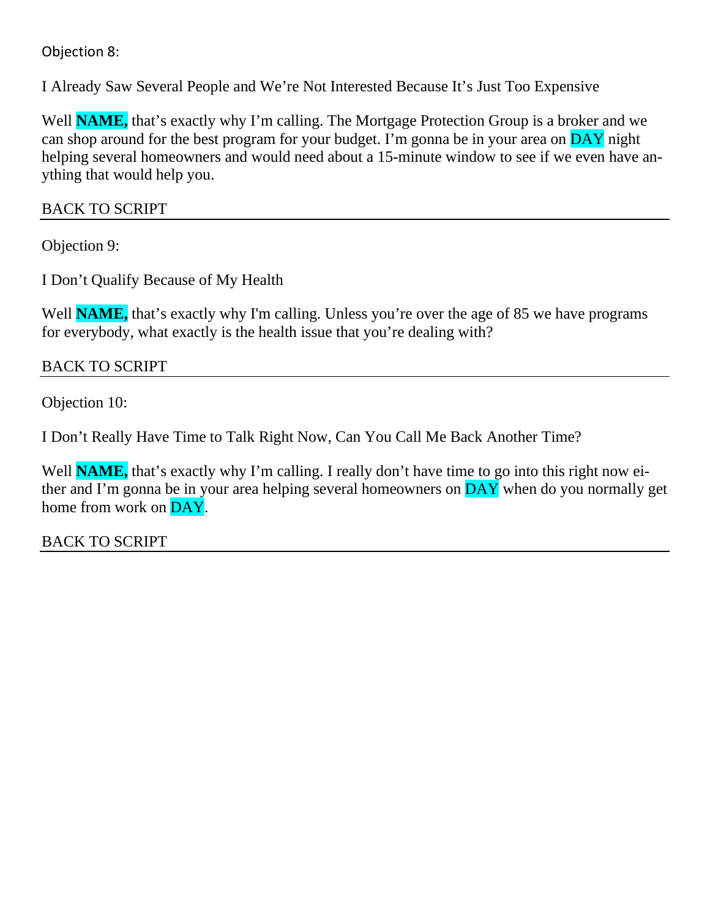Objection 8:

I Already Saw Several People and We're Not Interested Because It's Just Too Expensive

Well **NAME,** that's exactly why I'm calling. The Mortgage Protection Group is a broker and we can shop around for the best program for your budget. I'm gonna be in your area on DAY night helping several homeowners and would need about a 15-minute window to see if we even have anything that would help you.

BACK TO SCRIPT

---

Objection 9:

I Don't Qualify Because of My Health

Well **NAME,** that's exactly why I'm calling. Unless you're over the age of 85 we have programs for everybody, what exactly is the health issue that you're dealing with?

BACK TO SCRIPT

---

Objection 10:

I Don't Really Have Time to Talk Right Now, Can You Call Me Back Another Time?

Well **NAME,** that's exactly why I'm calling. I really don't have time to go into this right now either and I'm gonna be in your area helping several homeowners on DAY when do you normally get home from work on DAY.

BACK TO SCRIPT

---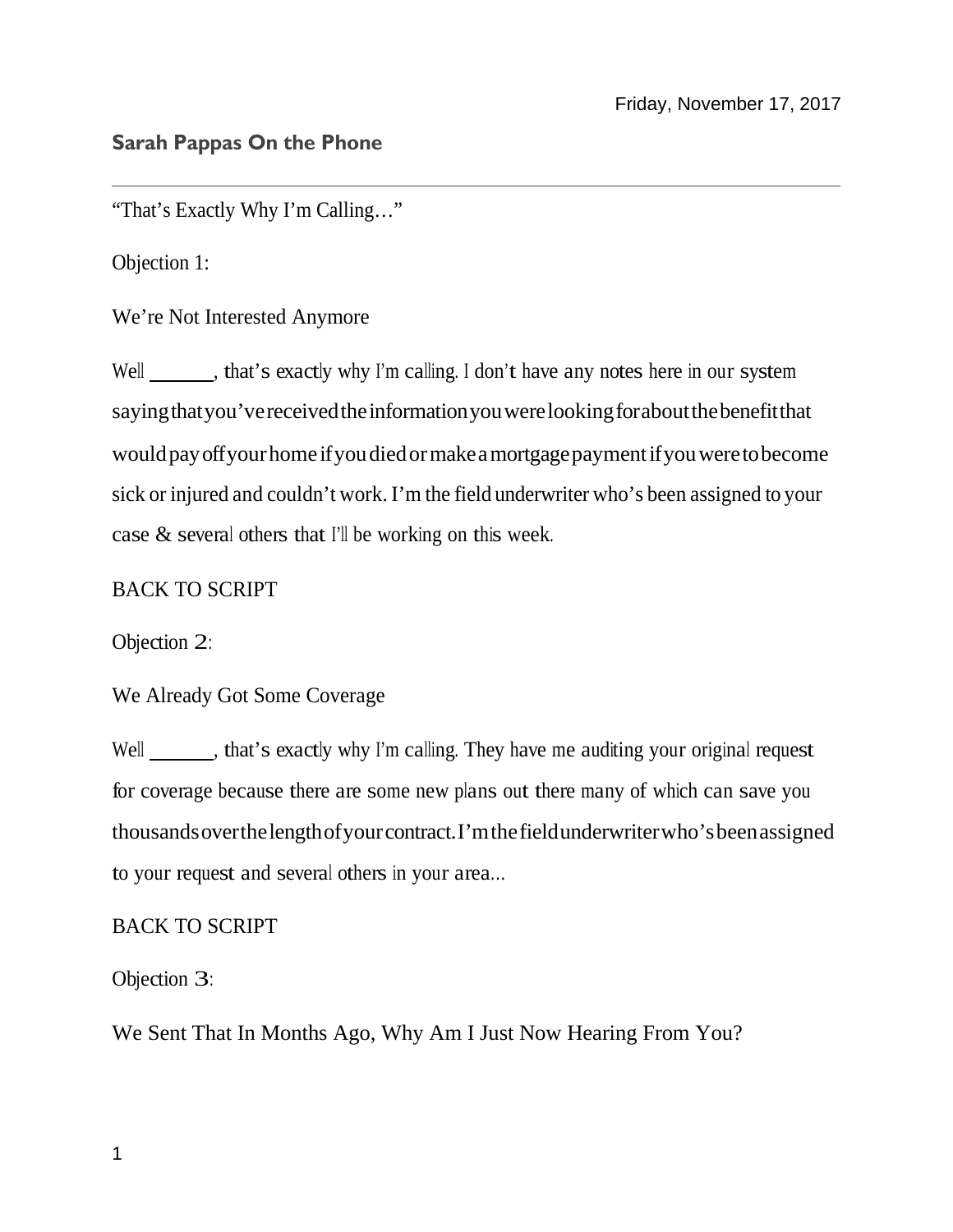Friday, November 17, 2017

## Sarah Pappas On the Phone

---

"That's Exactly Why I'm Calling…"

Objection 1:

We're Not Interested Anymore

Well ______, that's exactly why I'm calling. I don't have any notes here in our system saying that you've received the information you were looking for about the benefit that would pay off your home if you died or make a mortgage payment if you were to become sick or injured and couldn't work. I'm the field underwriter who's been assigned to your case & several others that I'll be working on this week.

BACK TO SCRIPT

Objection 2:

We Already Got Some Coverage

Well ______, that's exactly why I'm calling. They have me auditing your original request for coverage because there are some new plans out there many of which can save you thousands over the length of your contract. I'm the field underwriter who's been assigned to your request and several others in your area...

BACK TO SCRIPT

Objection 3:

We Sent That In Months Ago, Why Am I Just Now Hearing From You?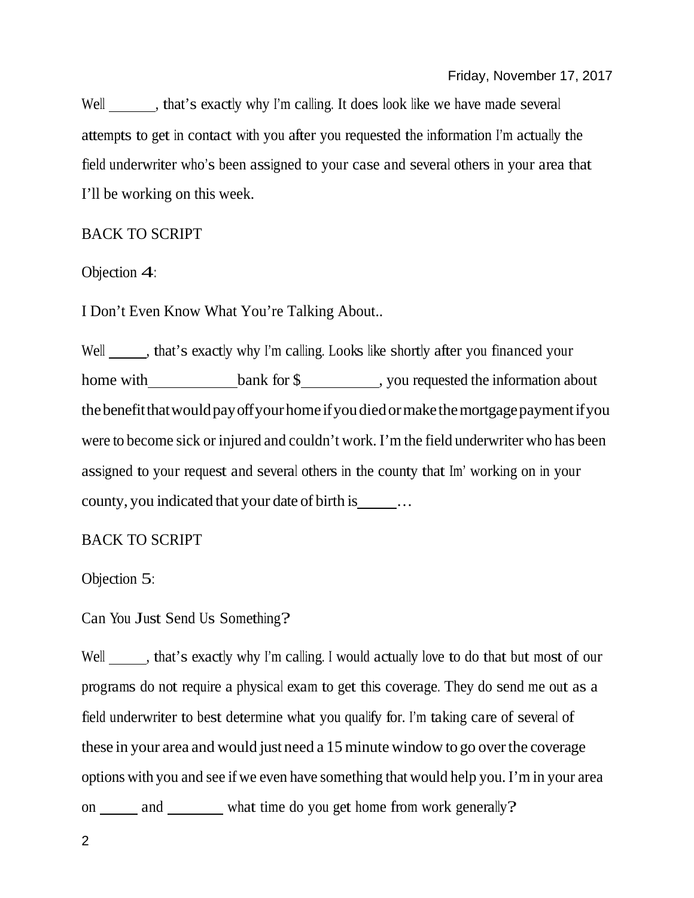Well ______, that's exactly why I'm calling. It does look like we have made several attempts to get in contact with you after you requested the information I'm actually the field underwriter who's been assigned to your case and several others in your area that I'll be working on this week.

BACK TO SCRIPT

Objection 4:

I Don't Even Know What You're Talking About..

Well _____, that's exactly why I'm calling. Looks like shortly after you financed your home with ___________ bank for $__________, you requested the information about the benefit that would pay off your home if you died or make the mortgage payment if you were to become sick or injured and couldn't work. I'm the field underwriter who has been assigned to your request and several others in the county that Im' working on in your county, you indicated that your date of birth is _____…

BACK TO SCRIPT

Objection 5:

Can You Just Send Us Something?

Well _____, that's exactly why I'm calling. I would actually love to do that but most of our programs do not require a physical exam to get this coverage. They do send me out as a field underwriter to best determine what you qualify for. I'm taking care of several of these in your area and would just need a 15 minute window to go over the coverage options with you and see if we even have something that would help you. I'm in your area on _____ and _______ what time do you get home from work generally?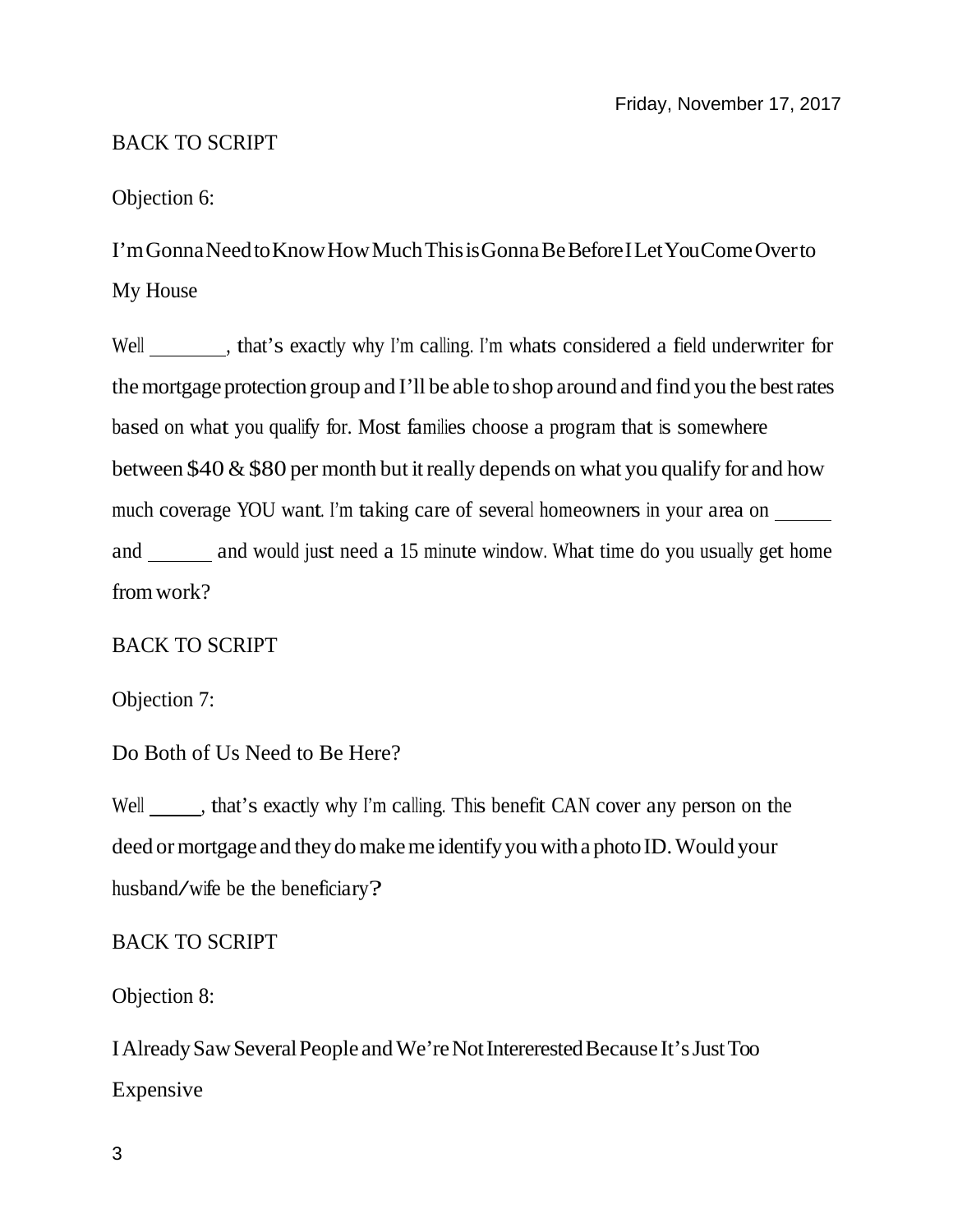BACK TO SCRIPT

Objection 6:

I'm Gonna Need to Know How Much This is Gonna Be Before I Let You Come Over to My House

Well ________, that's exactly why I'm calling. I'm whats considered a field underwriter for the mortgage protection group and I'll be able to shop around and find you the best rates based on what you qualify for. Most families choose a program that is somewhere between $40 & $80 per month but it really depends on what you qualify for and how much coverage YOU want. I'm taking care of several homeowners in your area on ______ and ______ and would just need a 15 minute window. What time do you usually get home from work?

BACK TO SCRIPT

Objection 7:

Do Both of Us Need to Be Here?

Well _____, that's exactly why I'm calling. This benefit CAN cover any person on the deed or mortgage and they do make me identify you with a photo ID. Would your husband/wife be the beneficiary?

BACK TO SCRIPT

Objection 8:

I Already Saw Several People and We're Not Intererested Because It's Just Too Expensive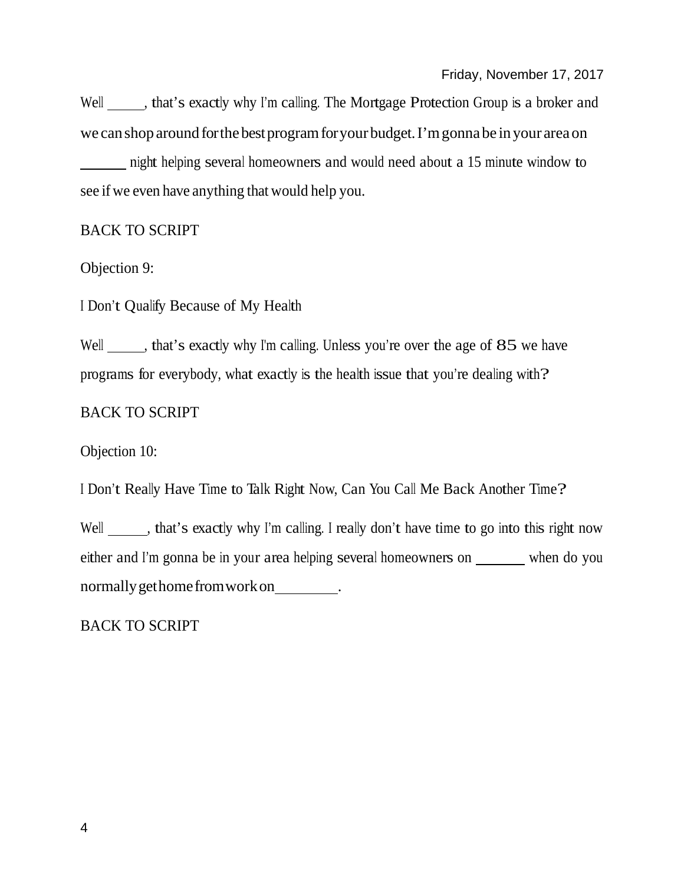Well _____, that's exactly why I'm calling. The Mortgage Protection Group is a broker and we can shop around for the best program for your budget. I'm gonna be in your area on ______ night helping several homeowners and would need about a 15 minute window to see if we even have anything that would help you.

BACK TO SCRIPT

Objection 9:

I Don't Qualify Because of My Health

Well _____, that's exactly why I'm calling. Unless you're over the age of 85 we have programs for everybody, what exactly is the health issue that you're dealing with?

BACK TO SCRIPT

Objection 10:

I Don't Really Have Time to Talk Right Now, Can You Call Me Back Another Time?

Well _____, that's exactly why I'm calling. I really don't have time to go into this right now either and I'm gonna be in your area helping several homeowners on ______ when do you normally get home from work on ________.

BACK TO SCRIPT